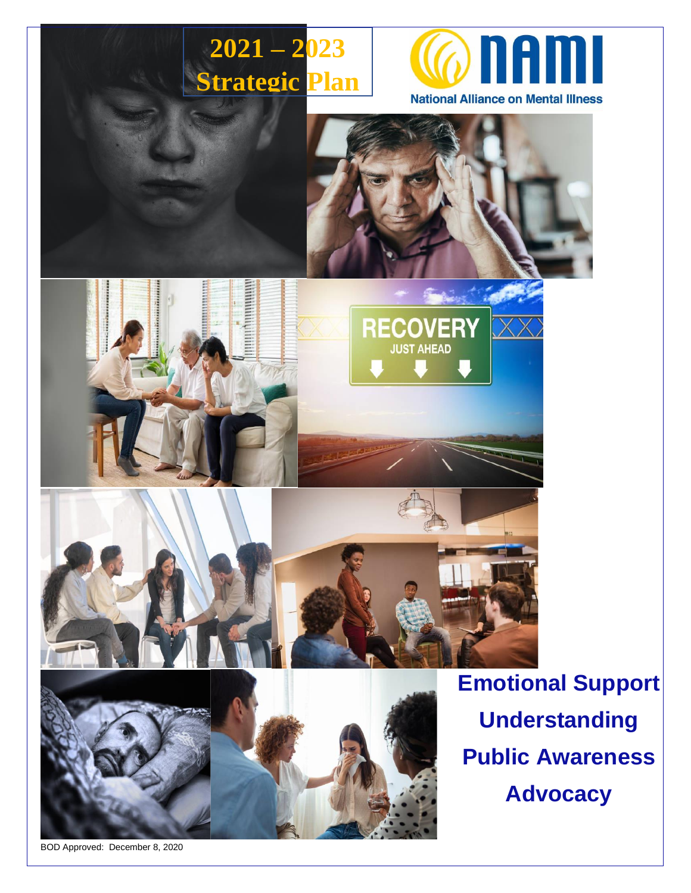# 2021 – 2023 Strategic Plan

NAMI
National Alliance on Mental Illness

RECOVERY JUST AHEAD

**Emotional Support**

**Understanding**

**Public Awareness**

**Advocacy**

BOD Approved: December 8, 2020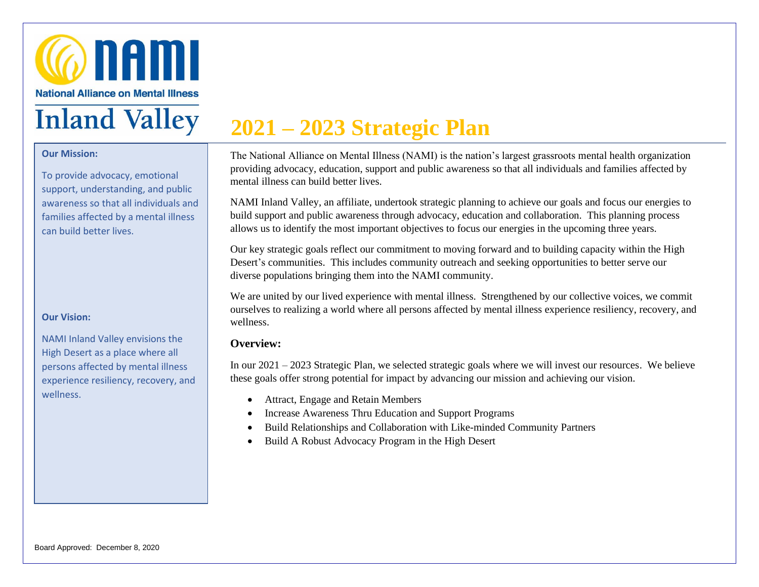National Alliance on Mental Illness

# Inland Valley

**Our Mission:**

To provide advocacy, emotional support, understanding, and public awareness so that all individuals and families affected by a mental illness can build better lives.

**Our Vision:**

NAMI Inland Valley envisions the High Desert as a place where all persons affected by mental illness experience resiliency, recovery, and wellness.

# 2021 – 2023 Strategic Plan

The National Alliance on Mental Illness (NAMI) is the nation's largest grassroots mental health organization providing advocacy, education, support and public awareness so that all individuals and families affected by mental illness can build better lives.

NAMI Inland Valley, an affiliate, undertook strategic planning to achieve our goals and focus our energies to build support and public awareness through advocacy, education and collaboration. This planning process allows us to identify the most important objectives to focus our energies in the upcoming three years.

Our key strategic goals reflect our commitment to moving forward and to building capacity within the High Desert's communities. This includes community outreach and seeking opportunities to better serve our diverse populations bringing them into the NAMI community.

We are united by our lived experience with mental illness. Strengthened by our collective voices, we commit ourselves to realizing a world where all persons affected by mental illness experience resiliency, recovery, and wellness.

### Overview:

In our 2021 – 2023 Strategic Plan, we selected strategic goals where we will invest our resources. We believe these goals offer strong potential for impact by advancing our mission and achieving our vision.

- Attract, Engage and Retain Members
- Increase Awareness Thru Education and Support Programs
- Build Relationships and Collaboration with Like-minded Community Partners
- Build A Robust Advocacy Program in the High Desert

Board Approved: December 8, 2020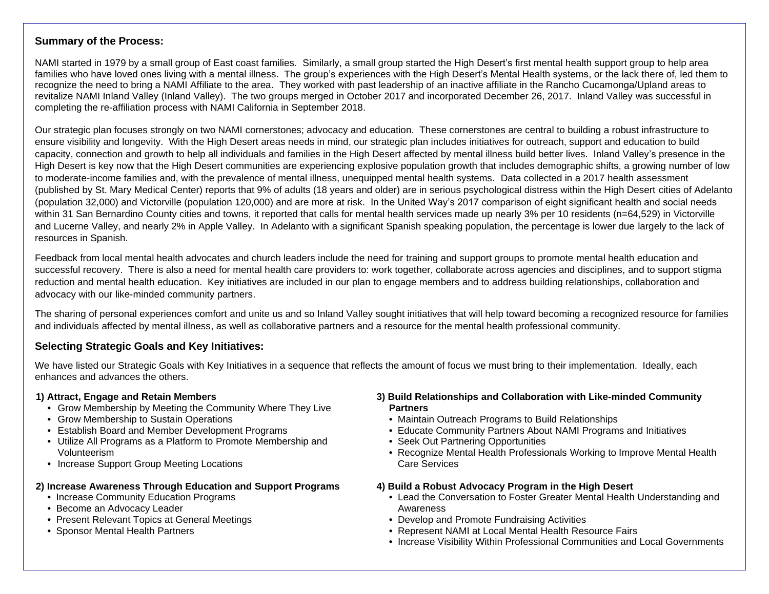## Summary of the Process:

NAMI started in 1979 by a small group of East coast families. Similarly, a small group started the High Desert's first mental health support group to help area families who have loved ones living with a mental illness. The group's experiences with the High Desert's Mental Health systems, or the lack there of, led them to recognize the need to bring a NAMI Affiliate to the area. They worked with past leadership of an inactive affiliate in the Rancho Cucamonga/Upland areas to revitalize NAMI Inland Valley (Inland Valley). The two groups merged in October 2017 and incorporated December 26, 2017. Inland Valley was successful in completing the re-affiliation process with NAMI California in September 2018.

Our strategic plan focuses strongly on two NAMI cornerstones; advocacy and education. These cornerstones are central to building a robust infrastructure to ensure visibility and longevity. With the High Desert areas needs in mind, our strategic plan includes initiatives for outreach, support and education to build capacity, connection and growth to help all individuals and families in the High Desert affected by mental illness build better lives. Inland Valley's presence in the High Desert is key now that the High Desert communities are experiencing explosive population growth that includes demographic shifts, a growing number of low to moderate-income families and, with the prevalence of mental illness, unequipped mental health systems. Data collected in a 2017 health assessment (published by St. Mary Medical Center) reports that 9% of adults (18 years and older) are in serious psychological distress within the High Desert cities of Adelanto (population 32,000) and Victorville (population 120,000) and are more at risk. In the United Way's 2017 comparison of eight significant health and social needs within 31 San Bernardino County cities and towns, it reported that calls for mental health services made up nearly 3% per 10 residents (n=64,529) in Victorville and Lucerne Valley, and nearly 2% in Apple Valley. In Adelanto with a significant Spanish speaking population, the percentage is lower due largely to the lack of resources in Spanish.

Feedback from local mental health advocates and church leaders include the need for training and support groups to promote mental health education and successful recovery. There is also a need for mental health care providers to: work together, collaborate across agencies and disciplines, and to support stigma reduction and mental health education. Key initiatives are included in our plan to engage members and to address building relationships, collaboration and advocacy with our like-minded community partners.

The sharing of personal experiences comfort and unite us and so Inland Valley sought initiatives that will help toward becoming a recognized resource for families and individuals affected by mental illness, as well as collaborative partners and a resource for the mental health professional community.

## Selecting Strategic Goals and Key Initiatives:

We have listed our Strategic Goals with Key Initiatives in a sequence that reflects the amount of focus we must bring to their implementation. Ideally, each enhances and advances the others.

**1) Attract, Engage and Retain Members**

- Grow Membership by Meeting the Community Where They Live
- Grow Membership to Sustain Operations
- Establish Board and Member Development Programs
- Utilize All Programs as a Platform to Promote Membership and Volunteerism
- Increase Support Group Meeting Locations

**2) Increase Awareness Through Education and Support Programs**

- Increase Community Education Programs
- Become an Advocacy Leader
- Present Relevant Topics at General Meetings
- Sponsor Mental Health Partners

**3) Build Relationships and Collaboration with Like-minded Community Partners**

- Maintain Outreach Programs to Build Relationships
- Educate Community Partners About NAMI Programs and Initiatives
- Seek Out Partnering Opportunities
- Recognize Mental Health Professionals Working to Improve Mental Health Care Services

**4) Build a Robust Advocacy Program in the High Desert**

- Lead the Conversation to Foster Greater Mental Health Understanding and Awareness
- Develop and Promote Fundraising Activities
- Represent NAMI at Local Mental Health Resource Fairs
- Increase Visibility Within Professional Communities and Local Governments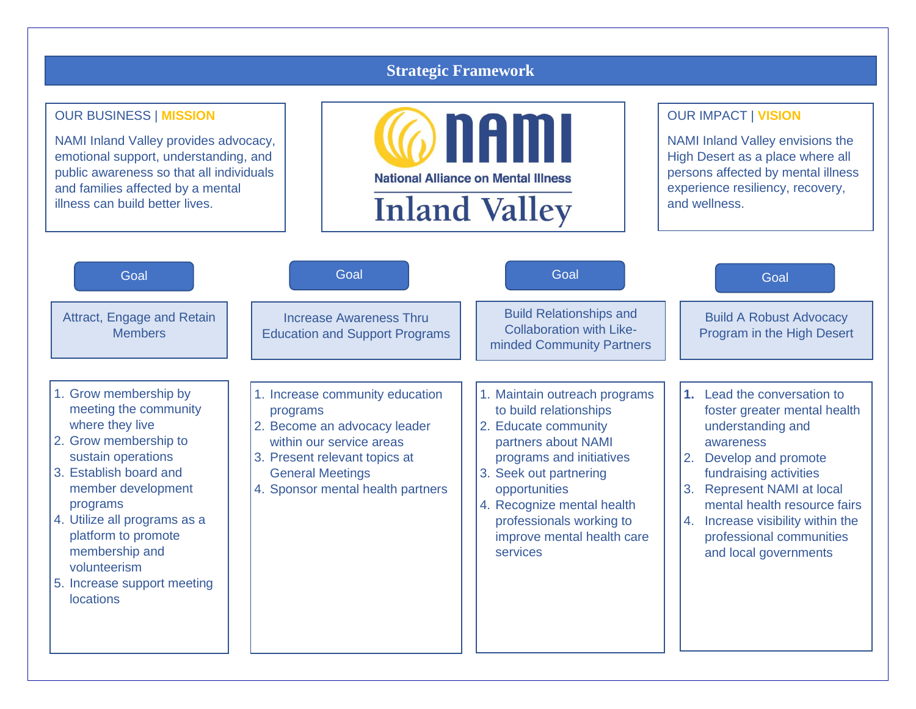# Strategic Framework

**OUR BUSINESS | MISSION**

NAMI Inland Valley provides advocacy, emotional support, understanding, and public awareness so that all individuals and families affected by a mental illness can build better lives.

NAMI
National Alliance on Mental Illness
Inland Valley

**OUR IMPACT | VISION**

NAMI Inland Valley envisions the High Desert as a place where all persons affected by mental illness experience resiliency, recovery, and wellness.

## Goal: Attract, Engage and Retain Members

1. Grow membership by meeting the community where they live
2. Grow membership to sustain operations
3. Establish board and member development programs
4. Utilize all programs as a platform to promote membership and volunteerism
5. Increase support meeting locations

## Goal: Increase Awareness Thru Education and Support Programs

1. Increase community education programs
2. Become an advocacy leader within our service areas
3. Present relevant topics at General Meetings
4. Sponsor mental health partners

## Goal: Build Relationships and Collaboration with Like-minded Community Partners

1. Maintain outreach programs to build relationships
2. Educate community partners about NAMI programs and initiatives
3. Seek out partnering opportunities
4. Recognize mental health professionals working to improve mental health care services

## Goal: Build A Robust Advocacy Program in the High Desert

1. Lead the conversation to foster greater mental health understanding and awareness
2. Develop and promote fundraising activities
3. Represent NAMI at local mental health resource fairs
4. Increase visibility within the professional communities and local governments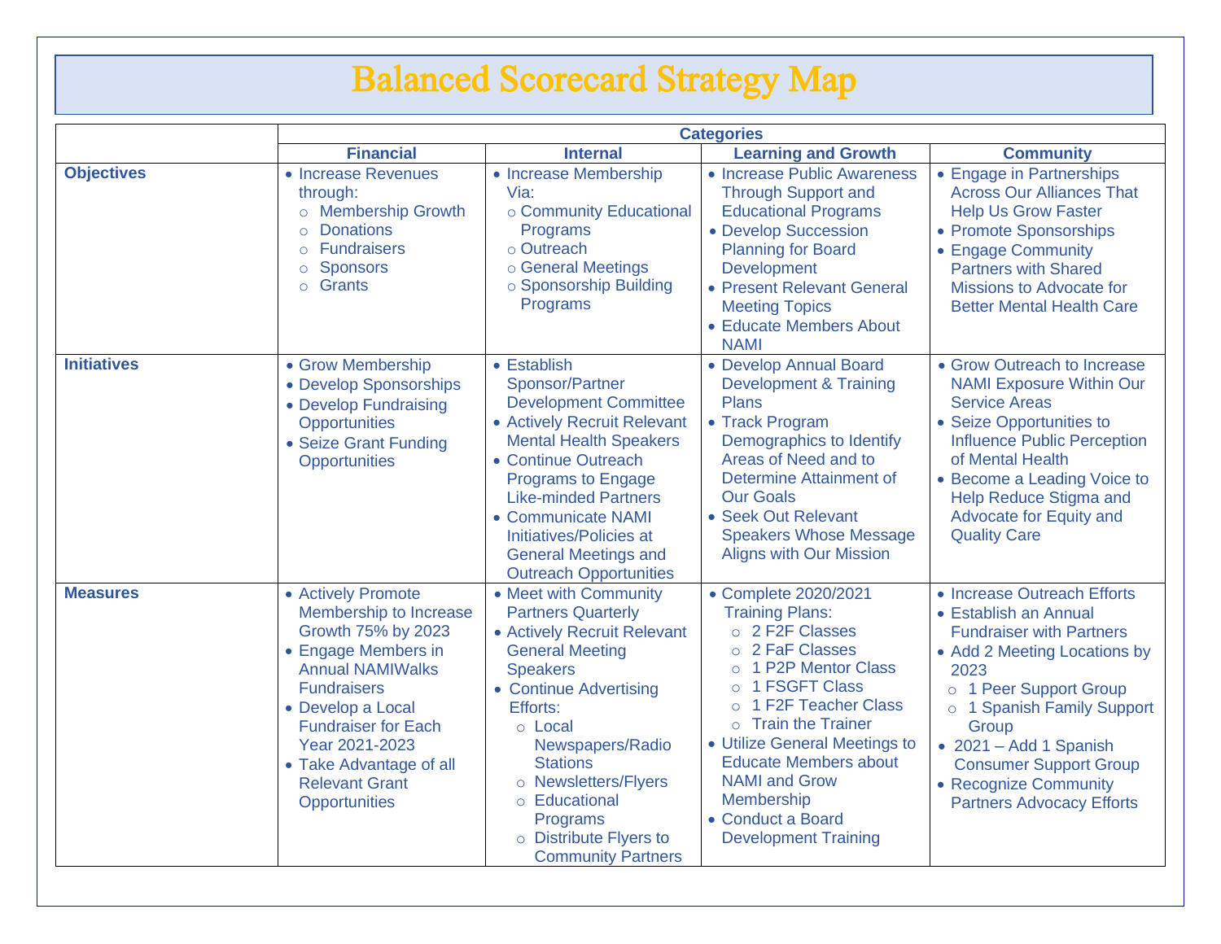# Balanced Scorecard Strategy Map

| | Categories | | | |
|---|---|---|---|---|
| | **Financial** | **Internal** | **Learning and Growth** | **Community** |
| **Objectives** | • Increase Revenues through:<br>○ Membership Growth<br>○ Donations<br>○ Fundraisers<br>○ Sponsors<br>○ Grants | • Increase Membership Via:<br>○ Community Educational Programs<br>○ Outreach<br>○ General Meetings<br>○ Sponsorship Building Programs | • Increase Public Awareness Through Support and Educational Programs<br>• Develop Succession Planning for Board Development<br>• Present Relevant General Meeting Topics<br>• Educate Members About NAMI | • Engage in Partnerships Across Our Alliances That Help Us Grow Faster<br>• Promote Sponsorships<br>• Engage Community Partners with Shared Missions to Advocate for Better Mental Health Care |
| **Initiatives** | • Grow Membership<br>• Develop Sponsorships<br>• Develop Fundraising Opportunities<br>• Seize Grant Funding Opportunities | • Establish Sponsor/Partner Development Committee<br>• Actively Recruit Relevant Mental Health Speakers<br>• Continue Outreach Programs to Engage Like-minded Partners<br>• Communicate NAMI Initiatives/Policies at General Meetings and Outreach Opportunities | • Develop Annual Board Development & Training Plans<br>• Track Program Demographics to Identify Areas of Need and to Determine Attainment of Our Goals<br>• Seek Out Relevant Speakers Whose Message Aligns with Our Mission | • Grow Outreach to Increase NAMI Exposure Within Our Service Areas<br>• Seize Opportunities to Influence Public Perception of Mental Health<br>• Become a Leading Voice to Help Reduce Stigma and Advocate for Equity and Quality Care |
| **Measures** | • Actively Promote Membership to Increase Growth 75% by 2023<br>• Engage Members in Annual NAMIWalks Fundraisers<br>• Develop a Local Fundraiser for Each Year 2021-2023<br>• Take Advantage of all Relevant Grant Opportunities | • Meet with Community Partners Quarterly<br>• Actively Recruit Relevant General Meeting Speakers<br>• Continue Advertising Efforts:<br>○ Local Newspapers/Radio Stations<br>○ Newsletters/Flyers<br>○ Educational Programs<br>○ Distribute Flyers to Community Partners | • Complete 2020/2021 Training Plans:<br>○ 2 F2F Classes<br>○ 2 FaF Classes<br>○ 1 P2P Mentor Class<br>○ 1 FSGFT Class<br>○ 1 F2F Teacher Class<br>○ Train the Trainer<br>• Utilize General Meetings to Educate Members about NAMI and Grow Membership<br>• Conduct a Board Development Training | • Increase Outreach Efforts<br>• Establish an Annual Fundraiser with Partners<br>• Add 2 Meeting Locations by 2023<br>○ 1 Peer Support Group<br>○ 1 Spanish Family Support Group<br>• 2021 – Add 1 Spanish Consumer Support Group<br>• Recognize Community Partners Advocacy Efforts |